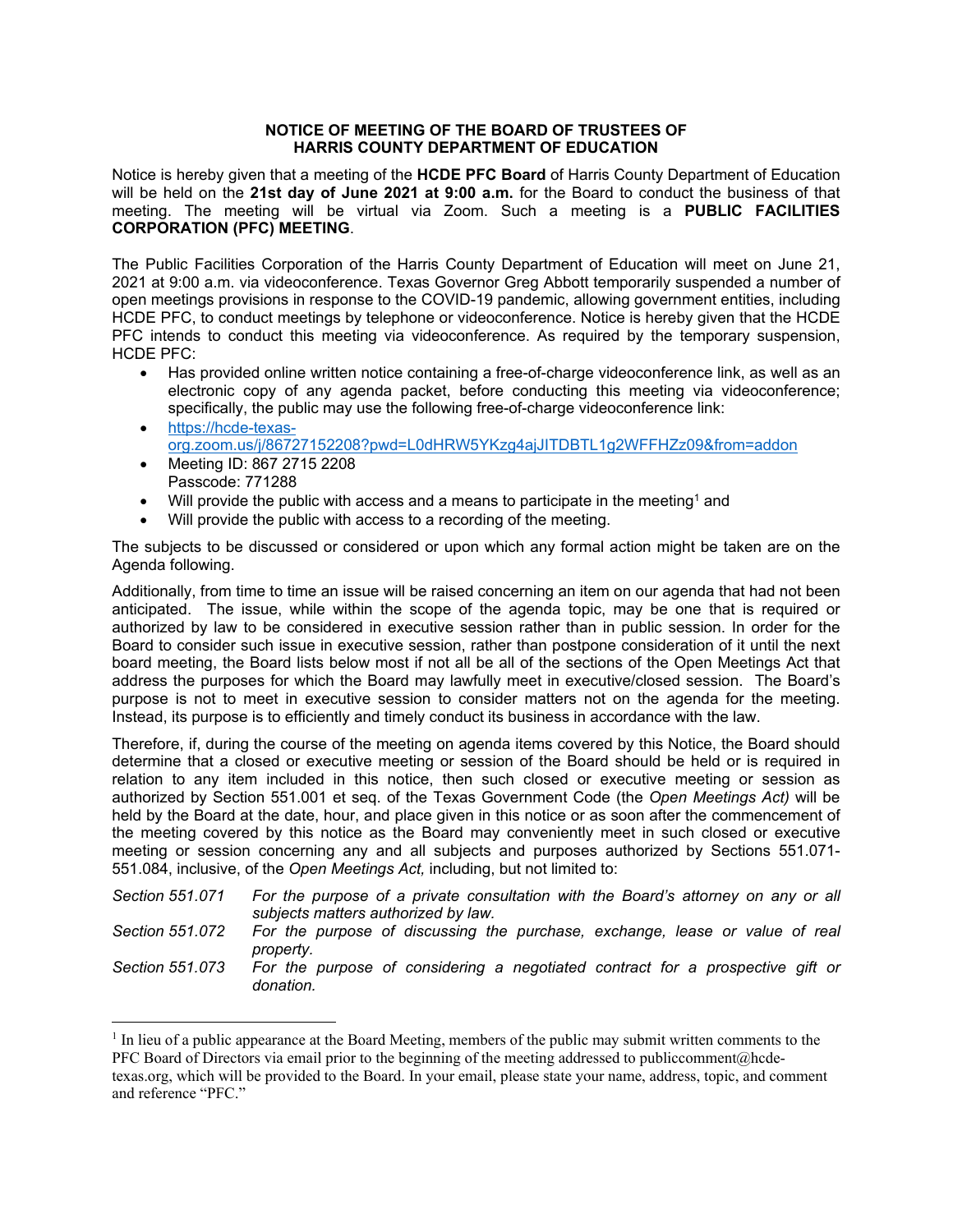**NOTICE OF MEETING OF THE BOARD OF TRUSTEES OF HARRIS COUNTY DEPARTMENT OF EDUCATION**

Notice is hereby given that a meeting of the **HCDE PFC Board** of Harris County Department of Education will be held on the **21st day of June 2021 at 9:00 a.m.** for the Board to conduct the business of that meeting. The meeting will be virtual via Zoom. Such a meeting is a **PUBLIC FACILITIES CORPORATION (PFC) MEETING**.

The Public Facilities Corporation of the Harris County Department of Education will meet on June 21, 2021 at 9:00 a.m. via videoconference. Texas Governor Greg Abbott temporarily suspended a number of open meetings provisions in response to the COVID-19 pandemic, allowing government entities, including HCDE PFC, to conduct meetings by telephone or videoconference. Notice is hereby given that the HCDE PFC intends to conduct this meeting via videoconference. As required by the temporary suspension, HCDE PFC:

- Has provided online written notice containing a free-of-charge videoconference link, as well as an electronic copy of any agenda packet, before conducting this meeting via videoconference; specifically, the public may use the following free-of-charge videoconference link:
- https://hcde-texas-org.zoom.us/j/86727152208?pwd=L0dHRW5YKzg4ajJITDBTL1g2WFFHZz09&from=addon
- Meeting ID: 867 2715 2208
  Passcode: 771288
- Will provide the public with access and a means to participate in the meeting[1] and
- Will provide the public with access to a recording of the meeting.

The subjects to be discussed or considered or upon which any formal action might be taken are on the Agenda following.

Additionally, from time to time an issue will be raised concerning an item on our agenda that had not been anticipated. The issue, while within the scope of the agenda topic, may be one that is required or authorized by law to be considered in executive session rather than in public session. In order for the Board to consider such issue in executive session, rather than postpone consideration of it until the next board meeting, the Board lists below most if not all be all of the sections of the Open Meetings Act that address the purposes for which the Board may lawfully meet in executive/closed session. The Board's purpose is not to meet in executive session to consider matters not on the agenda for the meeting. Instead, its purpose is to efficiently and timely conduct its business in accordance with the law.

Therefore, if, during the course of the meeting on agenda items covered by this Notice, the Board should determine that a closed or executive meeting or session of the Board should be held or is required in relation to any item included in this notice, then such closed or executive meeting or session as authorized by Section 551.001 et seq. of the Texas Government Code (the *Open Meetings Act)* will be held by the Board at the date, hour, and place given in this notice or as soon after the commencement of the meeting covered by this notice as the Board may conveniently meet in such closed or executive meeting or session concerning any and all subjects and purposes authorized by Sections 551.071-551.084, inclusive, of the *Open Meetings Act,* including, but not limited to:

| | |
|---|---|
| *Section 551.071* | *For the purpose of a private consultation with the Board's attorney on any or all subjects matters authorized by law.* |
| *Section 551.072* | *For the purpose of discussing the purchase, exchange, lease or value of real property.* |
| *Section 551.073* | *For the purpose of considering a negotiated contract for a prospective gift or donation.* |

[1] In lieu of a public appearance at the Board Meeting, members of the public may submit written comments to the PFC Board of Directors via email prior to the beginning of the meeting addressed to publiccomment@hcde-texas.org, which will be provided to the Board. In your email, please state your name, address, topic, and comment and reference "PFC."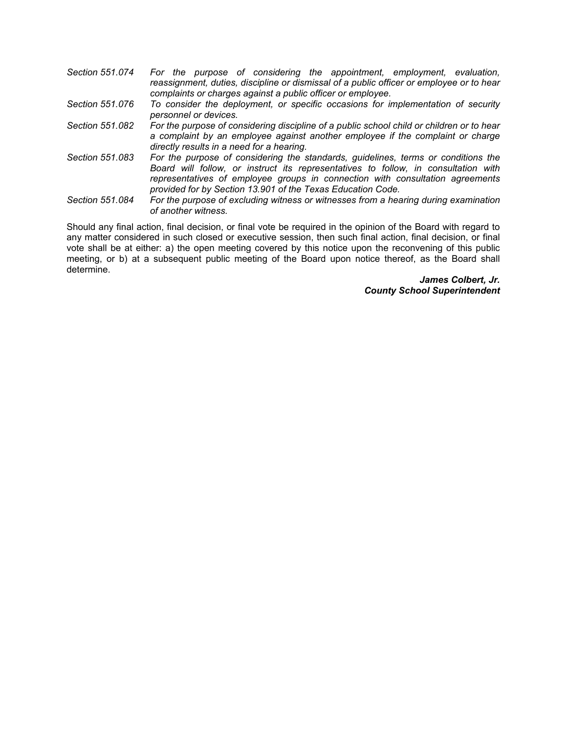| | |
|---|---|
| *Section 551.074* | *For the purpose of considering the appointment, employment, evaluation, reassignment, duties, discipline or dismissal of a public officer or employee or to hear complaints or charges against a public officer or employee.* |
| *Section 551.076* | *To consider the deployment, or specific occasions for implementation of security personnel or devices.* |
| *Section 551.082* | *For the purpose of considering discipline of a public school child or children or to hear a complaint by an employee against another employee if the complaint or charge directly results in a need for a hearing.* |
| *Section 551.083* | *For the purpose of considering the standards, guidelines, terms or conditions the Board will follow, or instruct its representatives to follow, in consultation with representatives of employee groups in connection with consultation agreements provided for by Section 13.901 of the Texas Education Code.* |
| *Section 551.084* | *For the purpose of excluding witness or witnesses from a hearing during examination of another witness.* |

Should any final action, final decision, or final vote be required in the opinion of the Board with regard to any matter considered in such closed or executive session, then such final action, final decision, or final vote shall be at either: a) the open meeting covered by this notice upon the reconvening of this public meeting, or b) at a subsequent public meeting of the Board upon notice thereof, as the Board shall determine.

***James Colbert, Jr.***
***County School Superintendent***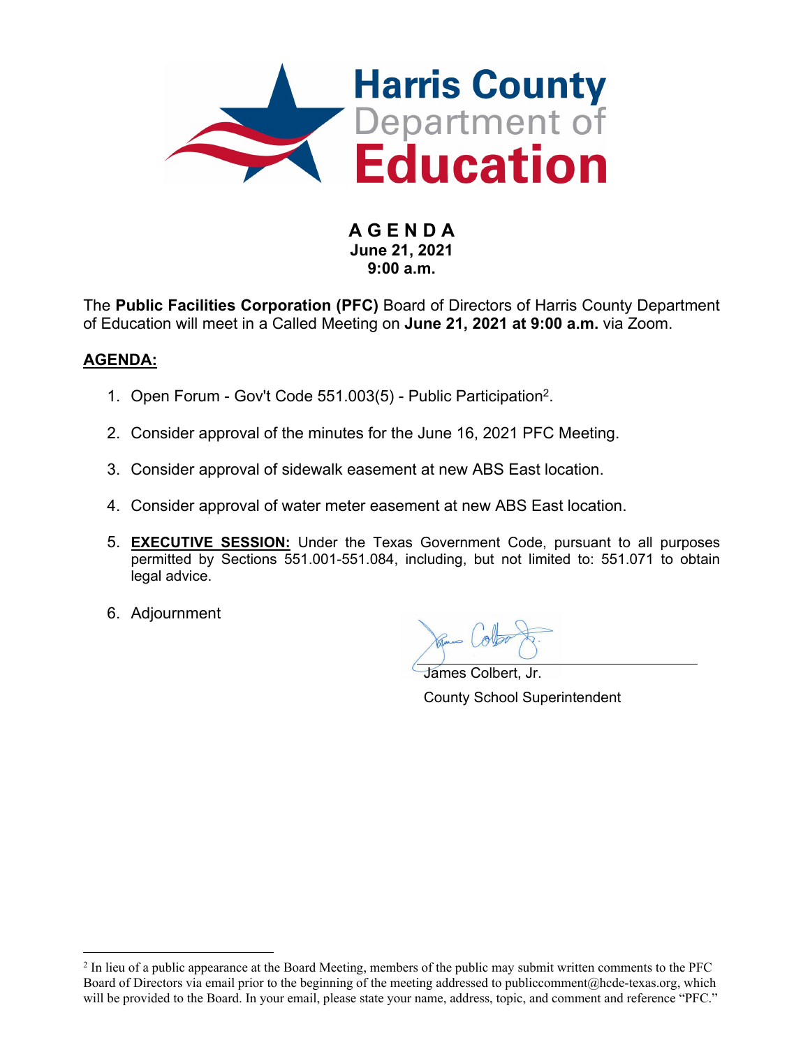**Harris County Department of Education**

# A G E N D A

**June 21, 2021**
**9:00 a.m.**

The **Public Facilities Corporation (PFC)** Board of Directors of Harris County Department of Education will meet in a Called Meeting on **June 21, 2021 at 9:00 a.m.** via Zoom.

## AGENDA:

1. Open Forum - Gov't Code 551.003(5) - Public Participation[2].
2. Consider approval of the minutes for the June 16, 2021 PFC Meeting.
3. Consider approval of sidewalk easement at new ABS East location.
4. Consider approval of water meter easement at new ABS East location.
5. **EXECUTIVE SESSION:** Under the Texas Government Code, pursuant to all purposes permitted by Sections 551.001-551.084, including, but not limited to: 551.071 to obtain legal advice.
6. Adjournment

James Colbert, Jr.
County School Superintendent

[2] In lieu of a public appearance at the Board Meeting, members of the public may submit written comments to the PFC Board of Directors via email prior to the beginning of the meeting addressed to publiccomment@hcde-texas.org, which will be provided to the Board. In your email, please state your name, address, topic, and comment and reference "PFC."